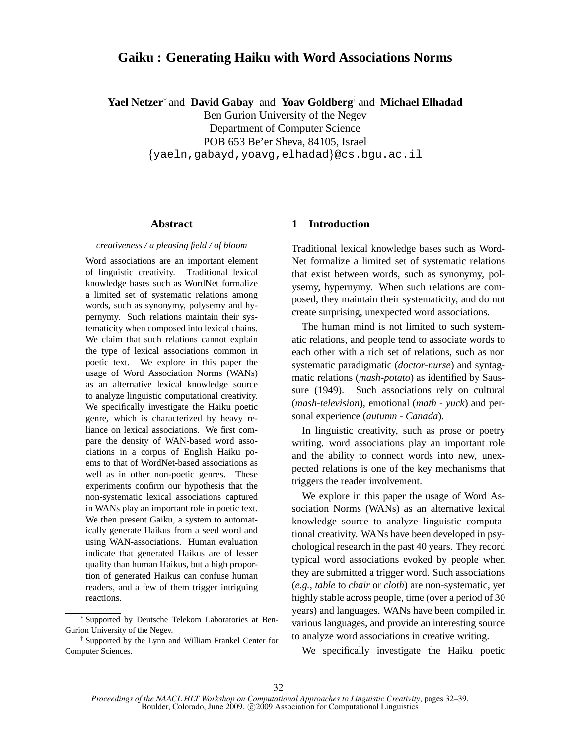# Gaiku : Generating Haiku with Word Associations Norms

**Yael Netzer**[*] and **David Gabay** and **Yoav Goldberg**[†] and **Michael Elhadad**
Ben Gurion University of the Negev
Department of Computer Science
POB 653 Be'er Sheva, 84105, Israel
{yaeln,gabayd,yoavg,elhadad}@cs.bgu.ac.il

## Abstract

*creativeness / a pleasing field / of bloom*

Word associations are an important element of linguistic creativity. Traditional lexical knowledge bases such as WordNet formalize a limited set of systematic relations among words, such as synonymy, polysemy and hypernymy. Such relations maintain their systematicity when composed into lexical chains. We claim that such relations cannot explain the type of lexical associations common in poetic text. We explore in this paper the usage of Word Association Norms (WANs) as an alternative lexical knowledge source to analyze linguistic computational creativity. We specifically investigate the Haiku poetic genre, which is characterized by heavy reliance on lexical associations. We first compare the density of WAN-based word associations in a corpus of English Haiku poems to that of WordNet-based associations as well as in other non-poetic genres. These experiments confirm our hypothesis that the non-systematic lexical associations captured in WANs play an important role in poetic text. We then present Gaiku, a system to automatically generate Haikus from a seed word and using WAN-associations. Human evaluation indicate that generated Haikus are of lesser quality than human Haikus, but a high proportion of generated Haikus can confuse human readers, and a few of them trigger intriguing reactions.

[*] Supported by Deutsche Telekom Laboratories at Ben-Gurion University of the Negev.

[†] Supported by the Lynn and William Frankel Center for Computer Sciences.

## 1 Introduction

Traditional lexical knowledge bases such as WordNet formalize a limited set of systematic relations that exist between words, such as synonymy, polysemy, hypernymy. When such relations are composed, they maintain their systematicity, and do not create surprising, unexpected word associations.

The human mind is not limited to such systematic relations, and people tend to associate words to each other with a rich set of relations, such as non systematic paradigmatic (*doctor-nurse*) and syntagmatic relations (*mash-potato*) as identified by Saussure (1949). Such associations rely on cultural (*mash-television*), emotional (*math - yuck*) and personal experience (*autumn - Canada*).

In linguistic creativity, such as prose or poetry writing, word associations play an important role and the ability to connect words into new, unexpected relations is one of the key mechanisms that triggers the reader involvement.

We explore in this paper the usage of Word Association Norms (WANs) as an alternative lexical knowledge source to analyze linguistic computational creativity. WANs have been developed in psychological research in the past 40 years. They record typical word associations evoked by people when they are submitted a trigger word. Such associations (*e.g.*, *table* to *chair* or *cloth*) are non-systematic, yet highly stable across people, time (over a period of 30 years) and languages. WANs have been compiled in various languages, and provide an interesting source to analyze word associations in creative writing.

We specifically investigate the Haiku poetic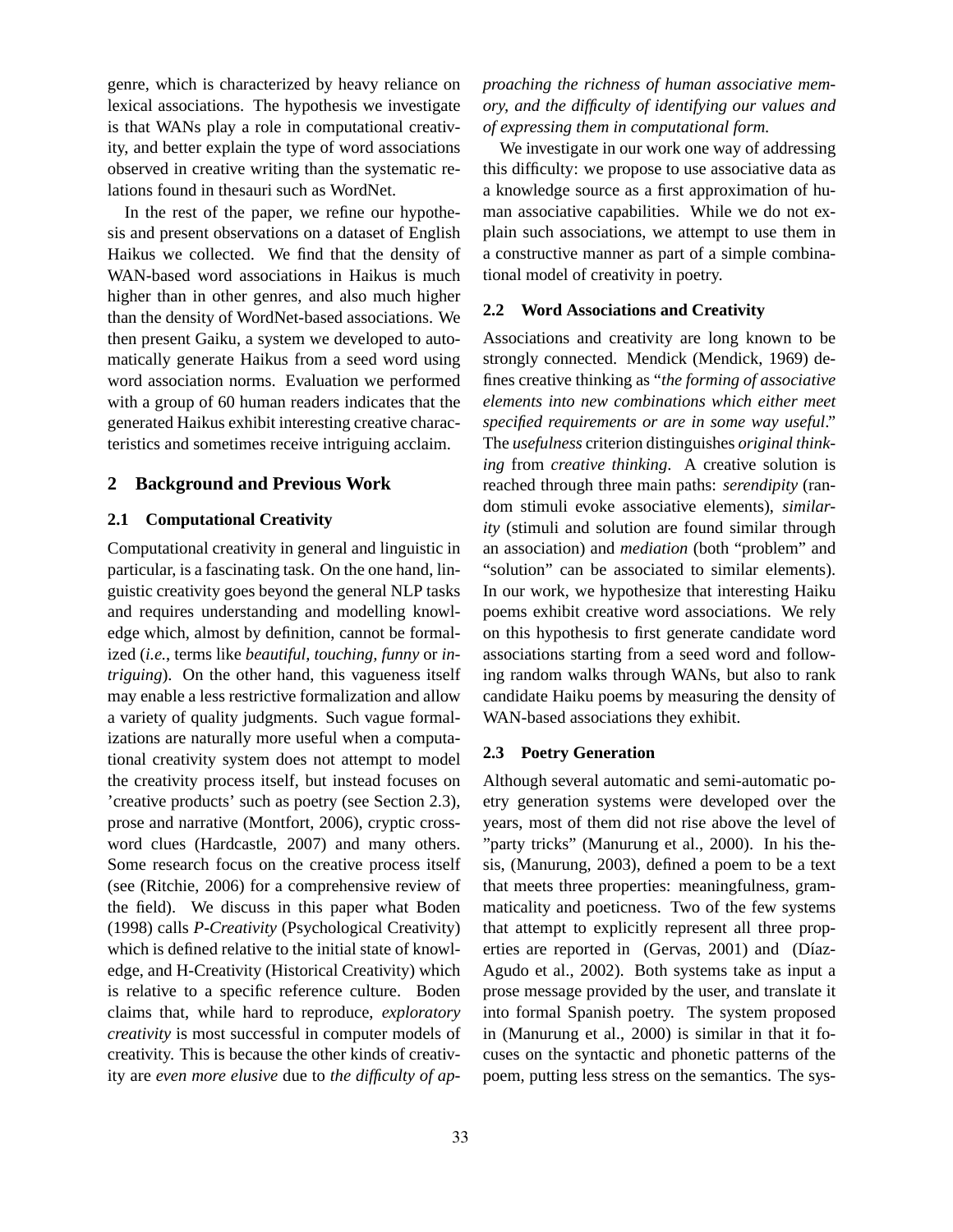genre, which is characterized by heavy reliance on lexical associations. The hypothesis we investigate is that WANs play a role in computational creativity, and better explain the type of word associations observed in creative writing than the systematic relations found in thesauri such as WordNet.

In the rest of the paper, we refine our hypothesis and present observations on a dataset of English Haikus we collected. We find that the density of WAN-based word associations in Haikus is much higher than in other genres, and also much higher than the density of WordNet-based associations. We then present Gaiku, a system we developed to automatically generate Haikus from a seed word using word association norms. Evaluation we performed with a group of 60 human readers indicates that the generated Haikus exhibit interesting creative characteristics and sometimes receive intriguing acclaim.

## 2 Background and Previous Work

### 2.1 Computational Creativity

Computational creativity in general and linguistic in particular, is a fascinating task. On the one hand, linguistic creativity goes beyond the general NLP tasks and requires understanding and modelling knowledge which, almost by definition, cannot be formalized (*i.e.*, terms like *beautiful, touching, funny* or *intriguing*). On the other hand, this vagueness itself may enable a less restrictive formalization and allow a variety of quality judgments. Such vague formalizations are naturally more useful when a computational creativity system does not attempt to model the creativity process itself, but instead focuses on 'creative products' such as poetry (see Section 2.3), prose and narrative (Montfort, 2006), cryptic crossword clues (Hardcastle, 2007) and many others. Some research focus on the creative process itself (see (Ritchie, 2006) for a comprehensive review of the field). We discuss in this paper what Boden (1998) calls *P-Creativity* (Psychological Creativity) which is defined relative to the initial state of knowledge, and H-Creativity (Historical Creativity) which is relative to a specific reference culture. Boden claims that, while hard to reproduce, *exploratory creativity* is most successful in computer models of creativity. This is because the other kinds of creativity are *even more elusive* due to *the difficulty of approaching the richness of human associative memory, and the difficulty of identifying our values and of expressing them in computational form.*

We investigate in our work one way of addressing this difficulty: we propose to use associative data as a knowledge source as a first approximation of human associative capabilities. While we do not explain such associations, we attempt to use them in a constructive manner as part of a simple combinational model of creativity in poetry.

### 2.2 Word Associations and Creativity

Associations and creativity are long known to be strongly connected. Mendick (Mendick, 1969) defines creative thinking as "*the forming of associative elements into new combinations which either meet specified requirements or are in some way useful*." The *usefulness* criterion distinguishes *original thinking* from *creative thinking*. A creative solution is reached through three main paths: *serendipity* (random stimuli evoke associative elements), *similarity* (stimuli and solution are found similar through an association) and *mediation* (both "problem" and "solution" can be associated to similar elements). In our work, we hypothesize that interesting Haiku poems exhibit creative word associations. We rely on this hypothesis to first generate candidate word associations starting from a seed word and following random walks through WANs, but also to rank candidate Haiku poems by measuring the density of WAN-based associations they exhibit.

### 2.3 Poetry Generation

Although several automatic and semi-automatic poetry generation systems were developed over the years, most of them did not rise above the level of "party tricks" (Manurung et al., 2000). In his thesis, (Manurung, 2003), defined a poem to be a text that meets three properties: meaningfulness, grammaticality and poeticness. Two of the few systems that attempt to explicitly represent all three properties are reported in (Gervas, 2001) and (Díaz-Agudo et al., 2002). Both systems take as input a prose message provided by the user, and translate it into formal Spanish poetry. The system proposed in (Manurung et al., 2000) is similar in that it focuses on the syntactic and phonetic patterns of the poem, putting less stress on the semantics. The sys-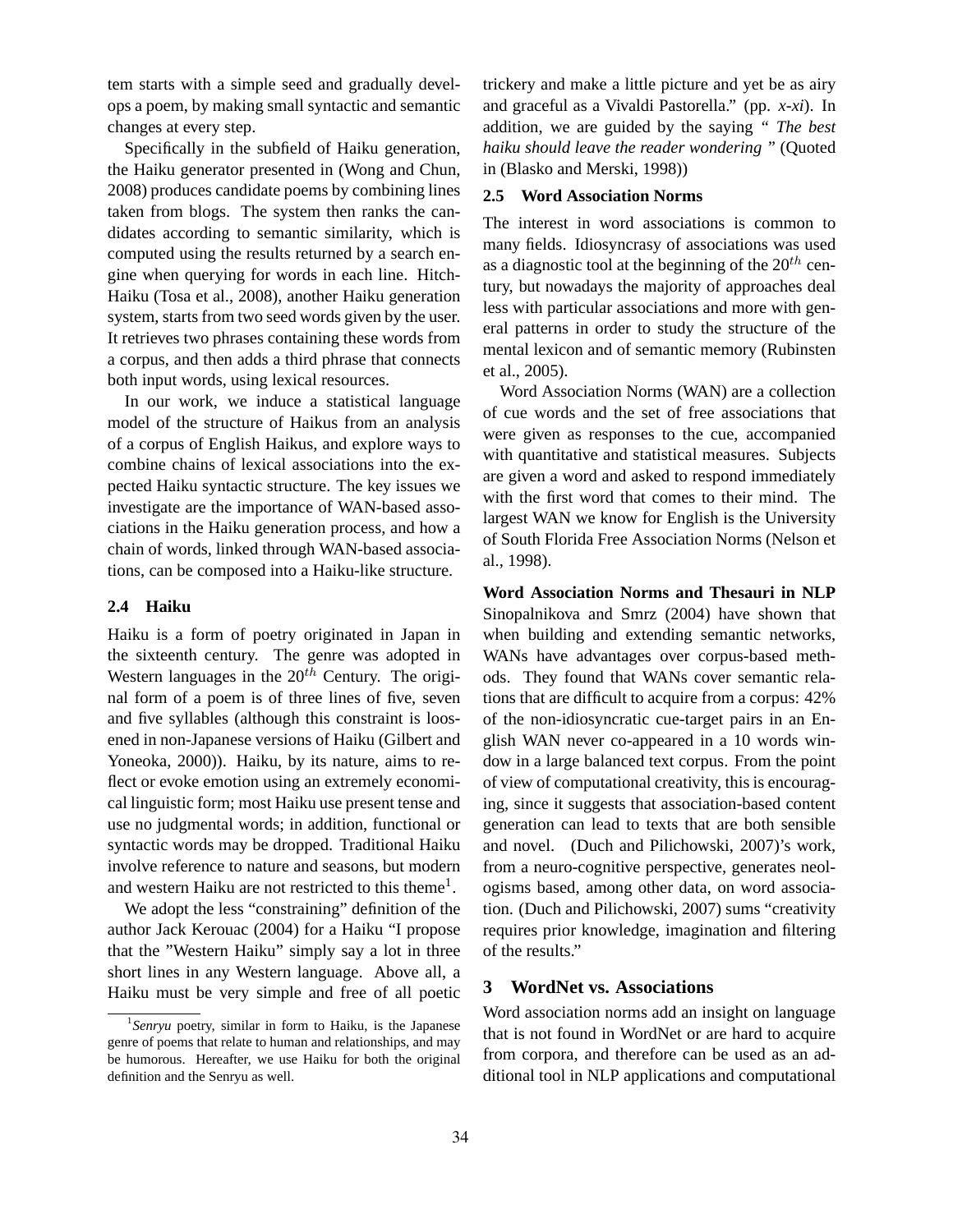tem starts with a simple seed and gradually develops a poem, by making small syntactic and semantic changes at every step.

Specifically in the subfield of Haiku generation, the Haiku generator presented in (Wong and Chun, 2008) produces candidate poems by combining lines taken from blogs. The system then ranks the candidates according to semantic similarity, which is computed using the results returned by a search engine when querying for words in each line. Hitch-Haiku (Tosa et al., 2008), another Haiku generation system, starts from two seed words given by the user. It retrieves two phrases containing these words from a corpus, and then adds a third phrase that connects both input words, using lexical resources.

In our work, we induce a statistical language model of the structure of Haikus from an analysis of a corpus of English Haikus, and explore ways to combine chains of lexical associations into the expected Haiku syntactic structure. The key issues we investigate are the importance of WAN-based associations in the Haiku generation process, and how a chain of words, linked through WAN-based associations, can be composed into a Haiku-like structure.

### 2.4 Haiku

Haiku is a form of poetry originated in Japan in the sixteenth century. The genre was adopted in Western languages in the $20^{th}$ Century. The original form of a poem is of three lines of five, seven and five syllables (although this constraint is loosened in non-Japanese versions of Haiku (Gilbert and Yoneoka, 2000)). Haiku, by its nature, aims to reflect or evoke emotion using an extremely economical linguistic form; most Haiku use present tense and use no judgmental words; in addition, functional or syntactic words may be dropped. Traditional Haiku involve reference to nature and seasons, but modern and western Haiku are not restricted to this theme[1].

We adopt the less "constraining" definition of the author Jack Kerouac (2004) for a Haiku "I propose that the "Western Haiku" simply say a lot in three short lines in any Western language. Above all, a Haiku must be very simple and free of all poetic trickery and make a little picture and yet be as airy and graceful as a Vivaldi Pastorella." (pp. *x-xi*). In addition, we are guided by the saying " *The best haiku should leave the reader wondering* " (Quoted in (Blasko and Merski, 1998))

[1] *Senryu* poetry, similar in form to Haiku, is the Japanese genre of poems that relate to human and relationships, and may be humorous. Hereafter, we use Haiku for both the original definition and the Senryu as well.

### 2.5 Word Association Norms

The interest in word associations is common to many fields. Idiosyncrasy of associations was used as a diagnostic tool at the beginning of the $20^{th}$ century, but nowadays the majority of approaches deal less with particular associations and more with general patterns in order to study the structure of the mental lexicon and of semantic memory (Rubinsten et al., 2005).

Word Association Norms (WAN) are a collection of cue words and the set of free associations that were given as responses to the cue, accompanied with quantitative and statistical measures. Subjects are given a word and asked to respond immediately with the first word that comes to their mind. The largest WAN we know for English is the University of South Florida Free Association Norms (Nelson et al., 1998).

**Word Association Norms and Thesauri in NLP** Sinopalnikova and Smrz (2004) have shown that when building and extending semantic networks, WANs have advantages over corpus-based methods. They found that WANs cover semantic relations that are difficult to acquire from a corpus: 42% of the non-idiosyncratic cue-target pairs in an English WAN never co-appeared in a 10 words window in a large balanced text corpus. From the point of view of computational creativity, this is encouraging, since it suggests that association-based content generation can lead to texts that are both sensible and novel. (Duch and Pilichowski, 2007)'s work, from a neuro-cognitive perspective, generates neologisms based, among other data, on word association. (Duch and Pilichowski, 2007) sums "creativity requires prior knowledge, imagination and filtering of the results."

## 3 WordNet vs. Associations

Word association norms add an insight on language that is not found in WordNet or are hard to acquire from corpora, and therefore can be used as an additional tool in NLP applications and computational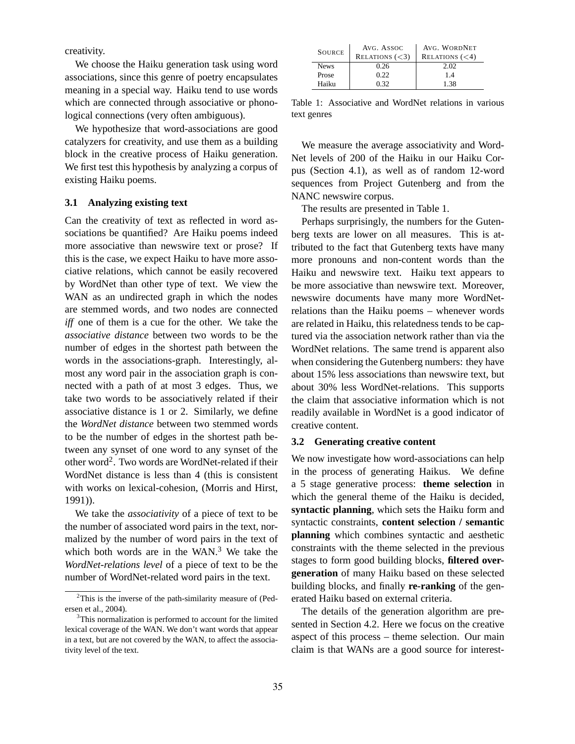creativity.

We choose the Haiku generation task using word associations, since this genre of poetry encapsulates meaning in a special way. Haiku tend to use words which are connected through associative or phonological connections (very often ambiguous).

We hypothesize that word-associations are good catalyzers for creativity, and use them as a building block in the creative process of Haiku generation. We first test this hypothesis by analyzing a corpus of existing Haiku poems.

### 3.1 Analyzing existing text

Can the creativity of text as reflected in word associations be quantified? Are Haiku poems indeed more associative than newswire text or prose? If this is the case, we expect Haiku to have more associative relations, which cannot be easily recovered by WordNet than other type of text. We view the WAN as an undirected graph in which the nodes are stemmed words, and two nodes are connected *iff* one of them is a cue for the other. We take the *associative distance* between two words to be the number of edges in the shortest path between the words in the associations-graph. Interestingly, almost any word pair in the association graph is connected with a path of at most 3 edges. Thus, we take two words to be associatively related if their associative distance is 1 or 2. Similarly, we define the *WordNet distance* between two stemmed words to be the number of edges in the shortest path between any synset of one word to any synset of the other word[2]. Two words are WordNet-related if their WordNet distance is less than 4 (this is consistent with works on lexical-cohesion, (Morris and Hirst, 1991)).

We take the *associativity* of a piece of text to be the number of associated word pairs in the text, normalized by the number of word pairs in the text of which both words are in the WAN.[3] We take the *WordNet-relations level* of a piece of text to be the number of WordNet-related word pairs in the text.

| SOURCE | AVG. ASSOC RELATIONS (<3) | AVG. WORDNET RELATIONS (<4) |
|---|---|---|
| News | 0.26 | 2.02 |
| Prose | 0.22 | 1.4 |
| Haiku | 0.32 | 1.38 |

Table 1: Associative and WordNet relations in various text genres

We measure the average associativity and WordNet levels of 200 of the Haiku in our Haiku Corpus (Section 4.1), as well as of random 12-word sequences from Project Gutenberg and from the NANC newswire corpus.

The results are presented in Table 1.

Perhaps surprisingly, the numbers for the Gutenberg texts are lower on all measures. This is attributed to the fact that Gutenberg texts have many more pronouns and non-content words than the Haiku and newswire text. Haiku text appears to be more associative than newswire text. Moreover, newswire documents have many more WordNet-relations than the Haiku poems – whenever words are related in Haiku, this relatedness tends to be captured via the association network rather than via the WordNet relations. The same trend is apparent also when considering the Gutenberg numbers: they have about 15% less associations than newswire text, but about 30% less WordNet-relations. This supports the claim that associative information which is not readily available in WordNet is a good indicator of creative content.

### 3.2 Generating creative content

We now investigate how word-associations can help in the process of generating Haikus. We define a 5 stage generative process: **theme selection** in which the general theme of the Haiku is decided, **syntactic planning**, which sets the Haiku form and syntactic constraints, **content selection / semantic planning** which combines syntactic and aesthetic constraints with the theme selected in the previous stages to form good building blocks, **filtered over-generation** of many Haiku based on these selected building blocks, and finally **re-ranking** of the generated Haiku based on external criteria.

The details of the generation algorithm are presented in Section 4.2. Here we focus on the creative aspect of this process – theme selection. Our main claim is that WANs are a good source for interest-

[2] This is the inverse of the path-similarity measure of (Pedersen et al., 2004).

[3] This normalization is performed to account for the limited lexical coverage of the WAN. We don't want words that appear in a text, but are not covered by the WAN, to affect the associativity level of the text.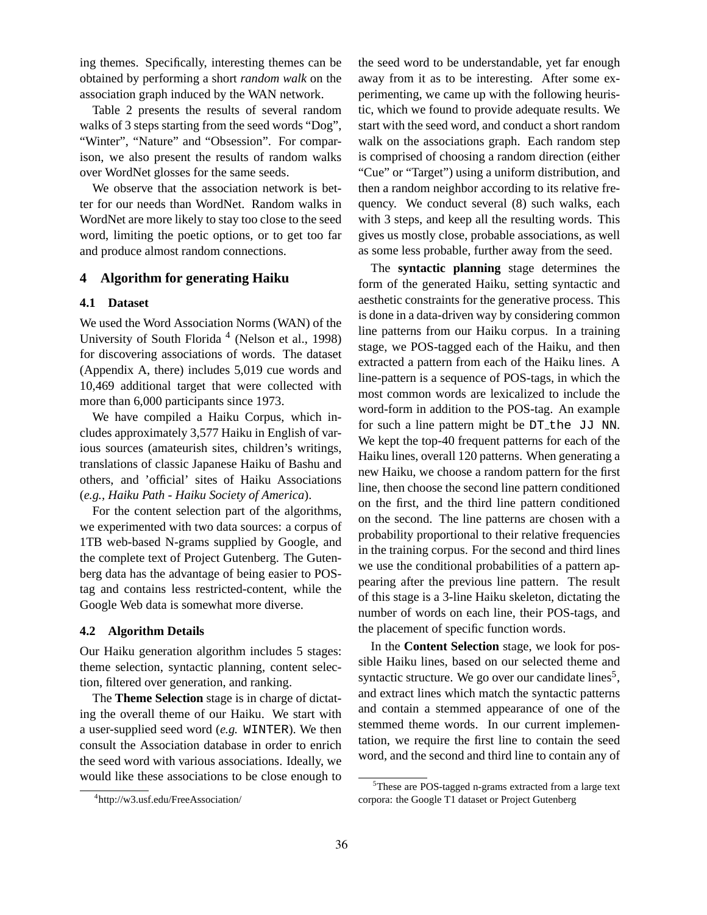ing themes. Specifically, interesting themes can be obtained by performing a short *random walk* on the association graph induced by the WAN network.

Table 2 presents the results of several random walks of 3 steps starting from the seed words "Dog", "Winter", "Nature" and "Obsession". For comparison, we also present the results of random walks over WordNet glosses for the same seeds.

We observe that the association network is better for our needs than WordNet. Random walks in WordNet are more likely to stay too close to the seed word, limiting the poetic options, or to get too far and produce almost random connections.

## 4 Algorithm for generating Haiku

### 4.1 Dataset

We used the Word Association Norms (WAN) of the University of South Florida [4] (Nelson et al., 1998) for discovering associations of words. The dataset (Appendix A, there) includes 5,019 cue words and 10,469 additional target that were collected with more than 6,000 participants since 1973.

We have compiled a Haiku Corpus, which includes approximately 3,577 Haiku in English of various sources (amateurish sites, children's writings, translations of classic Japanese Haiku of Bashu and others, and 'official' sites of Haiku Associations (*e.g., Haiku Path - Haiku Society of America*).

For the content selection part of the algorithms, we experimented with two data sources: a corpus of 1TB web-based N-grams supplied by Google, and the complete text of Project Gutenberg. The Gutenberg data has the advantage of being easier to POS-tag and contains less restricted-content, while the Google Web data is somewhat more diverse.

### 4.2 Algorithm Details

Our Haiku generation algorithm includes 5 stages: theme selection, syntactic planning, content selection, filtered over generation, and ranking.

The **Theme Selection** stage is in charge of dictating the overall theme of our Haiku. We start with a user-supplied seed word (*e.g.* `WINTER`). We then consult the Association database in order to enrich the seed word with various associations. Ideally, we would like these associations to be close enough to the seed word to be understandable, yet far enough away from it as to be interesting. After some experimenting, we came up with the following heuristic, which we found to provide adequate results. We start with the seed word, and conduct a short random walk on the associations graph. Each random step is comprised of choosing a random direction (either "Cue" or "Target") using a uniform distribution, and then a random neighbor according to its relative frequency. We conduct several (8) such walks, each with 3 steps, and keep all the resulting words. This gives us mostly close, probable associations, as well as some less probable, further away from the seed.

The **syntactic planning** stage determines the form of the generated Haiku, setting syntactic and aesthetic constraints for the generative process. This is done in a data-driven way by considering common line patterns from our Haiku corpus. In a training stage, we POS-tagged each of the Haiku, and then extracted a pattern from each of the Haiku lines. A line-pattern is a sequence of POS-tags, in which the most common words are lexicalized to include the word-form in addition to the POS-tag. An example for such a line pattern might be `DT_the JJ NN`. We kept the top-40 frequent patterns for each of the Haiku lines, overall 120 patterns. When generating a new Haiku, we choose a random pattern for the first line, then choose the second line pattern conditioned on the first, and the third line pattern conditioned on the second. The line patterns are chosen with a probability proportional to their relative frequencies in the training corpus. For the second and third lines we use the conditional probabilities of a pattern appearing after the previous line pattern. The result of this stage is a 3-line Haiku skeleton, dictating the number of words on each line, their POS-tags, and the placement of specific function words.

In the **Content Selection** stage, we look for possible Haiku lines, based on our selected theme and syntactic structure. We go over our candidate lines[5], and extract lines which match the syntactic patterns and contain a stemmed appearance of one of the stemmed theme words. In our current implementation, we require the first line to contain the seed word, and the second and third line to contain any of

[4] http://w3.usf.edu/FreeAssociation/

[5] These are POS-tagged n-grams extracted from a large text corpora: the Google T1 dataset or Project Gutenberg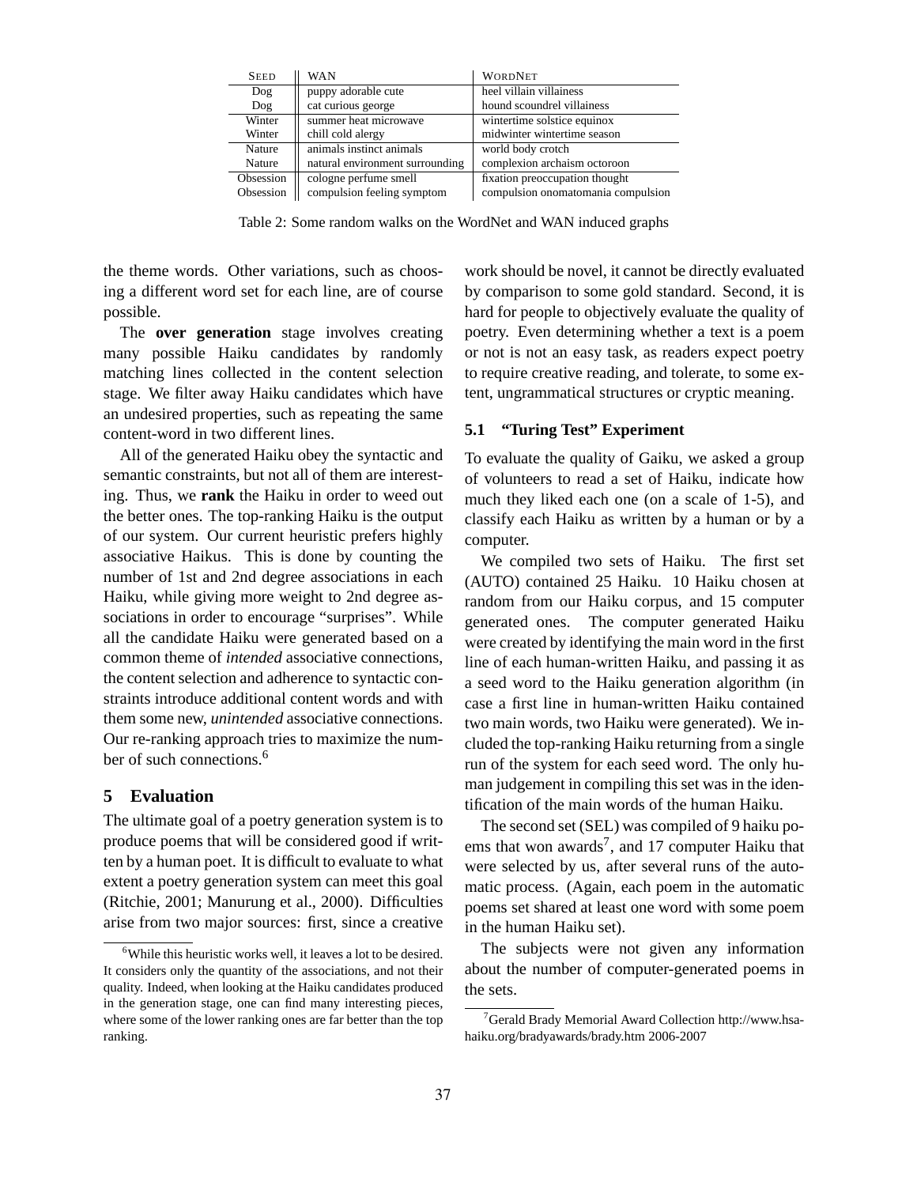| Seed | WAN | WordNet |
|---|---|---|
| Dog | puppy adorable cute | heel villain villainess |
| Dog | cat curious george | hound scoundrel villainess |
| Winter | summer heat microwave | wintertime solstice equinox |
| Winter | chill cold alergy | midwinter wintertime season |
| Nature | animals instinct animals | world body crotch |
| Nature | natural environment surrounding | complexion archaism octoroon |
| Obsession | cologne perfume smell | fixation preoccupation thought |
| Obsession | compulsion feeling symptom | compulsion onomatomania compulsion |

Table 2: Some random walks on the WordNet and WAN induced graphs

the theme words. Other variations, such as choosing a different word set for each line, are of course possible.

The **over generation** stage involves creating many possible Haiku candidates by randomly matching lines collected in the content selection stage. We filter away Haiku candidates which have an undesired properties, such as repeating the same content-word in two different lines.

All of the generated Haiku obey the syntactic and semantic constraints, but not all of them are interesting. Thus, we **rank** the Haiku in order to weed out the better ones. The top-ranking Haiku is the output of our system. Our current heuristic prefers highly associative Haikus. This is done by counting the number of 1st and 2nd degree associations in each Haiku, while giving more weight to 2nd degree associations in order to encourage "surprises". While all the candidate Haiku were generated based on a common theme of *intended* associative connections, the content selection and adherence to syntactic constraints introduce additional content words and with them some new, *unintended* associative connections. Our re-ranking approach tries to maximize the number of such connections.[6]

## 5 Evaluation

The ultimate goal of a poetry generation system is to produce poems that will be considered good if written by a human poet. It is difficult to evaluate to what extent a poetry generation system can meet this goal (Ritchie, 2001; Manurung et al., 2000). Difficulties arise from two major sources: first, since a creative work should be novel, it cannot be directly evaluated by comparison to some gold standard. Second, it is hard for people to objectively evaluate the quality of poetry. Even determining whether a text is a poem or not is not an easy task, as readers expect poetry to require creative reading, and tolerate, to some extent, ungrammatical structures or cryptic meaning.

### 5.1 "Turing Test" Experiment

To evaluate the quality of Gaiku, we asked a group of volunteers to read a set of Haiku, indicate how much they liked each one (on a scale of 1-5), and classify each Haiku as written by a human or by a computer.

We compiled two sets of Haiku. The first set (AUTO) contained 25 Haiku. 10 Haiku chosen at random from our Haiku corpus, and 15 computer generated ones. The computer generated Haiku were created by identifying the main word in the first line of each human-written Haiku, and passing it as a seed word to the Haiku generation algorithm (in case a first line in human-written Haiku contained two main words, two Haiku were generated). We included the top-ranking Haiku returning from a single run of the system for each seed word. The only human judgement in compiling this set was in the identification of the main words of the human Haiku.

The second set (SEL) was compiled of 9 haiku poems that won awards[7], and 17 computer Haiku that were selected by us, after several runs of the automatic process. (Again, each poem in the automatic poems set shared at least one word with some poem in the human Haiku set).

The subjects were not given any information about the number of computer-generated poems in the sets.

[6] While this heuristic works well, it leaves a lot to be desired. It considers only the quantity of the associations, and not their quality. Indeed, when looking at the Haiku candidates produced in the generation stage, one can find many interesting pieces, where some of the lower ranking ones are far better than the top ranking.

[7] Gerald Brady Memorial Award Collection http://www.hsa-haiku.org/bradyawards/brady.htm 2006-2007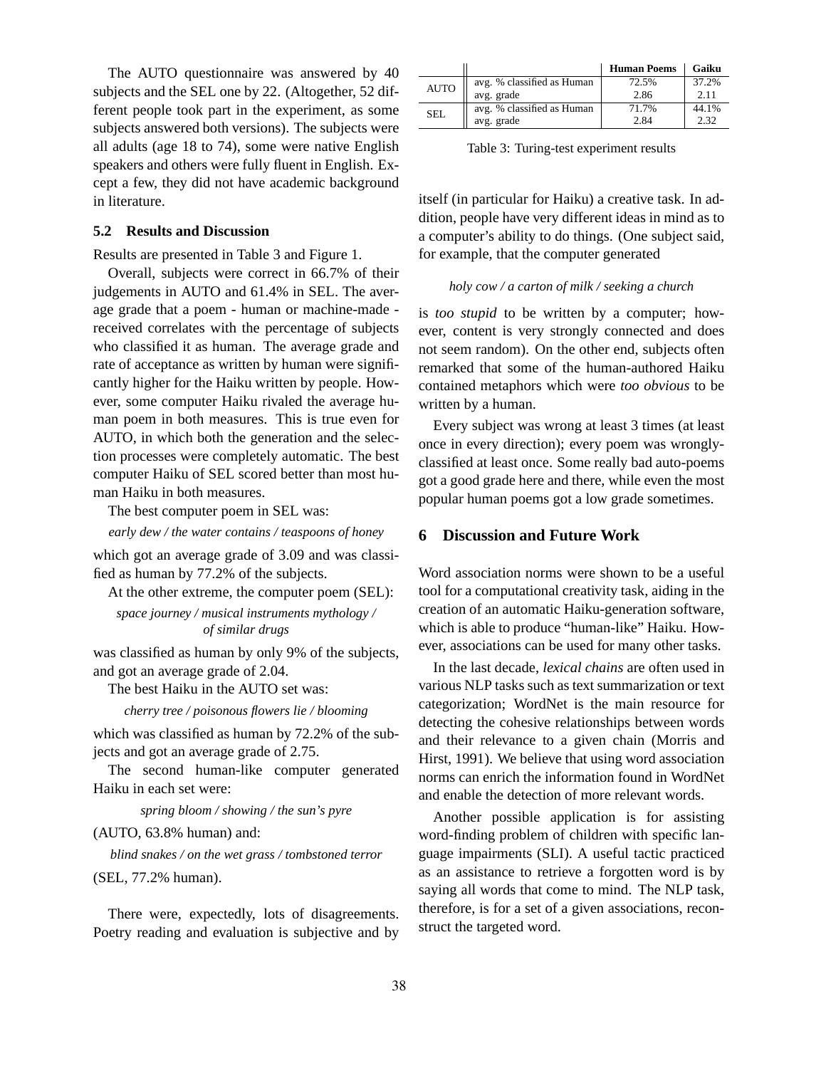The AUTO questionnaire was answered by 40 subjects and the SEL one by 22. (Altogether, 52 different people took part in the experiment, as some subjects answered both versions). The subjects were all adults (age 18 to 74), some were native English speakers and others were fully fluent in English. Except a few, they did not have academic background in literature.

### 5.2 Results and Discussion

Results are presented in Table 3 and Figure 1.

Overall, subjects were correct in 66.7% of their judgements in AUTO and 61.4% in SEL. The average grade that a poem - human or machine-made - received correlates with the percentage of subjects who classified it as human. The average grade and rate of acceptance as written by human were significantly higher for the Haiku written by people. However, some computer Haiku rivaled the average human poem in both measures. This is true even for AUTO, in which both the generation and the selection processes were completely automatic. The best computer Haiku of SEL scored better than most human Haiku in both measures.

The best computer poem in SEL was:

*early dew / the water contains / teaspoons of honey*

which got an average grade of 3.09 and was classified as human by 77.2% of the subjects.

At the other extreme, the computer poem (SEL):

*space journey / musical instruments mythology / of similar drugs*

was classified as human by only 9% of the subjects, and got an average grade of 2.04.

The best Haiku in the AUTO set was:

*cherry tree / poisonous flowers lie / blooming*

which was classified as human by 72.2% of the subjects and got an average grade of 2.75.

The second human-like computer generated Haiku in each set were:

*spring bloom / showing / the sun's pyre*

(AUTO, 63.8% human) and:

*blind snakes / on the wet grass / tombstoned terror*

(SEL, 77.2% human).

There were, expectedly, lots of disagreements. Poetry reading and evaluation is subjective and by itself (in particular for Haiku) a creative task. In addition, people have very different ideas in mind as to a computer's ability to do things. (One subject said, for example, that the computer generated

*holy cow / a carton of milk / seeking a church*

is *too stupid* to be written by a computer; however, content is very strongly connected and does not seem random). On the other end, subjects often remarked that some of the human-authored Haiku contained metaphors which were *too obvious* to be written by a human.

Every subject was wrong at least 3 times (at least once in every direction); every poem was wrongly-classified at least once. Some really bad auto-poems got a good grade here and there, while even the most popular human poems got a low grade sometimes.

| | | **Human Poems** | **Gaiku** |
|---|---|---|---|
| AUTO | avg. % classified as Human | 72.5% | 37.2% |
| | avg. grade | 2.86 | 2.11 |
| SEL | avg. % classified as Human | 71.7% | 44.1% |
| | avg. grade | 2.84 | 2.32 |

Table 3: Turing-test experiment results

## 6 Discussion and Future Work

Word association norms were shown to be a useful tool for a computational creativity task, aiding in the creation of an automatic Haiku-generation software, which is able to produce "human-like" Haiku. However, associations can be used for many other tasks.

In the last decade, *lexical chains* are often used in various NLP tasks such as text summarization or text categorization; WordNet is the main resource for detecting the cohesive relationships between words and their relevance to a given chain (Morris and Hirst, 1991). We believe that using word association norms can enrich the information found in WordNet and enable the detection of more relevant words.

Another possible application is for assisting word-finding problem of children with specific language impairments (SLI). A useful tactic practiced as an assistance to retrieve a forgotten word is by saying all words that come to mind. The NLP task, therefore, is for a set of a given associations, reconstruct the targeted word.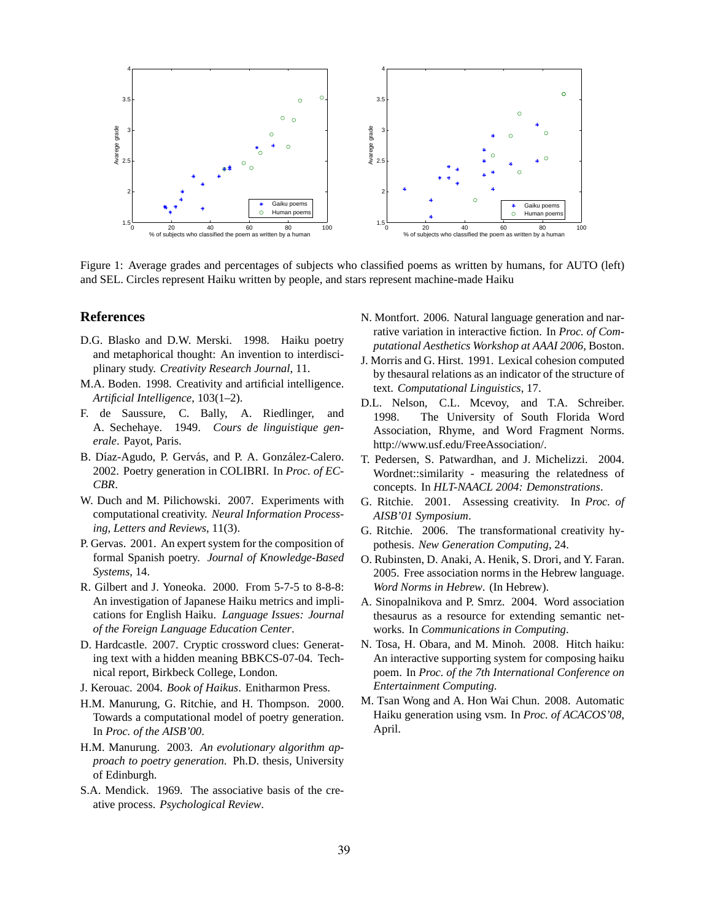Avarege grade

4
3.5
3
2.5
2
1.5

0 20 40 60 80 100

% of subjects who classified the poem as written by a human

Gaiku poems
Human poems

Avarege grade

4
3.5
3
2.5
2
1.5

0 20 40 60 80 100

% of subjects who classified the poem as written by a human

Gaiku poems
Human poems

Figure 1: Average grades and percentages of subjects who classified poems as written by humans, for AUTO (left) and SEL. Circles represent Haiku written by people, and stars represent machine-made Haiku

## References

D.G. Blasko and D.W. Merski. 1998. Haiku poetry and metaphorical thought: An invention to interdisciplinary study. *Creativity Research Journal*, 11.

M.A. Boden. 1998. Creativity and artificial intelligence. *Artificial Intelligence*, 103(1–2).

F. de Saussure, C. Bally, A. Riedlinger, and A. Sechehaye. 1949. *Cours de linguistique generale*. Payot, Paris.

B. Díaz-Agudo, P. Gervás, and P. A. González-Calero. 2002. Poetry generation in COLIBRI. In *Proc. of EC-CBR*.

W. Duch and M. Pilichowski. 2007. Experiments with computational creativity. *Neural Information Processing, Letters and Reviews*, 11(3).

P. Gervas. 2001. An expert system for the composition of formal Spanish poetry. *Journal of Knowledge-Based Systems*, 14.

R. Gilbert and J. Yoneoka. 2000. From 5-7-5 to 8-8-8: An investigation of Japanese Haiku metrics and implications for English Haiku. *Language Issues: Journal of the Foreign Language Education Center*.

D. Hardcastle. 2007. Cryptic crossword clues: Generating text with a hidden meaning BBKCS-07-04. Technical report, Birkbeck College, London.

J. Kerouac. 2004. *Book of Haikus*. Enitharmon Press.

H.M. Manurung, G. Ritchie, and H. Thompson. 2000. Towards a computational model of poetry generation. In *Proc. of the AISB'00*.

H.M. Manurung. 2003. *An evolutionary algorithm approach to poetry generation*. Ph.D. thesis, University of Edinburgh.

S.A. Mendick. 1969. The associative basis of the creative process. *Psychological Review*.

N. Montfort. 2006. Natural language generation and narrative variation in interactive fiction. In *Proc. of Computational Aesthetics Workshop at AAAI 2006*, Boston.

J. Morris and G. Hirst. 1991. Lexical cohesion computed by thesaural relations as an indicator of the structure of text. *Computational Linguistics*, 17.

D.L. Nelson, C.L. Mcevoy, and T.A. Schreiber. 1998. The University of South Florida Word Association, Rhyme, and Word Fragment Norms. http://www.usf.edu/FreeAssociation/.

T. Pedersen, S. Patwardhan, and J. Michelizzi. 2004. Wordnet::similarity - measuring the relatedness of concepts. In *HLT-NAACL 2004: Demonstrations*.

G. Ritchie. 2001. Assessing creativity. In *Proc. of AISB'01 Symposium*.

G. Ritchie. 2006. The transformational creativity hypothesis. *New Generation Computing*, 24.

O. Rubinsten, D. Anaki, A. Henik, S. Drori, and Y. Faran. 2005. Free association norms in the Hebrew language. *Word Norms in Hebrew*. (In Hebrew).

A. Sinopalnikova and P. Smrz. 2004. Word association thesaurus as a resource for extending semantic networks. In *Communications in Computing*.

N. Tosa, H. Obara, and M. Minoh. 2008. Hitch haiku: An interactive supporting system for composing haiku poem. In *Proc. of the 7th International Conference on Entertainment Computing*.

M. Tsan Wong and A. Hon Wai Chun. 2008. Automatic Haiku generation using vsm. In *Proc. of ACACOS'08*, April.